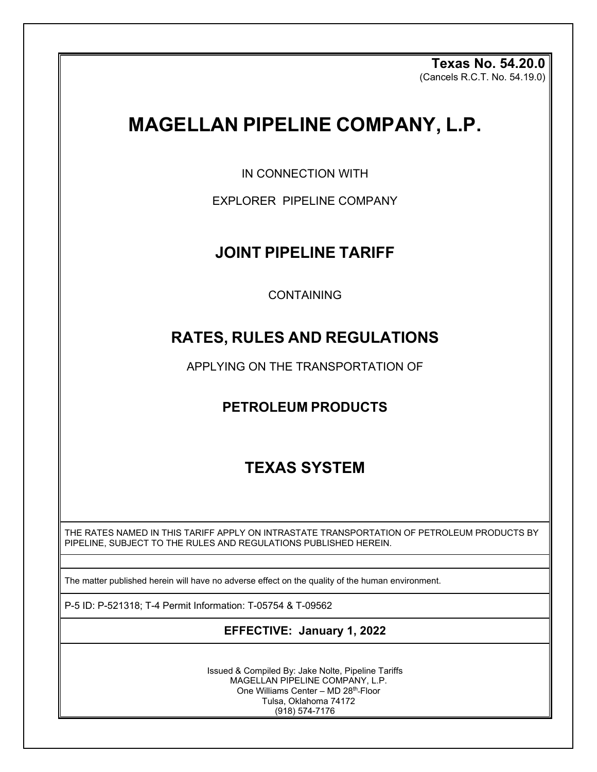**Texas No. 54.20.0**
(Cancels R.C.T. No. 54.19.0)

# MAGELLAN PIPELINE COMPANY, L.P.

IN CONNECTION WITH

EXPLORER PIPELINE COMPANY

## JOINT PIPELINE TARIFF

CONTAINING

## RATES, RULES AND REGULATIONS

APPLYING ON THE TRANSPORTATION OF

### PETROLEUM PRODUCTS

## TEXAS SYSTEM

THE RATES NAMED IN THIS TARIFF APPLY ON INTRASTATE TRANSPORTATION OF PETROLEUM PRODUCTS BY PIPELINE, SUBJECT TO THE RULES AND REGULATIONS PUBLISHED HEREIN.

The matter published herein will have no adverse effect on the quality of the human environment.

P-5 ID: P-521318; T-4 Permit Information: T-05754 & T-09562

**EFFECTIVE: January 1, 2022**

Issued & Compiled By: Jake Nolte, Pipeline Tariffs
MAGELLAN PIPELINE COMPANY, L.P.
One Williams Center – MD 28th-Floor
Tulsa, Oklahoma 74172
(918) 574-7176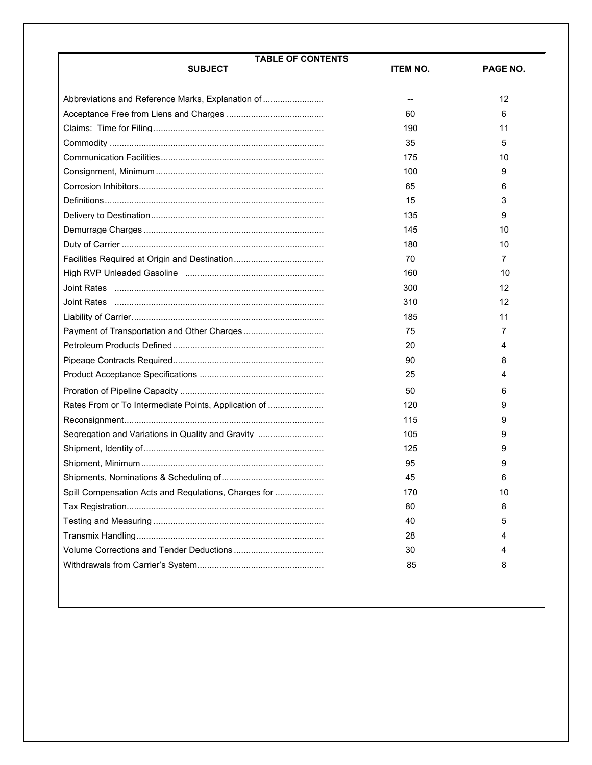# TABLE OF CONTENTS

| SUBJECT | ITEM NO. | PAGE NO. |
|---|---|---|
| Abbreviations and Reference Marks, Explanation of | -- | 12 |
| Acceptance Free from Liens and Charges | 60 | 6 |
| Claims: Time for Filing | 190 | 11 |
| Commodity | 35 | 5 |
| Communication Facilities | 175 | 10 |
| Consignment, Minimum | 100 | 9 |
| Corrosion Inhibitors | 65 | 6 |
| Definitions | 15 | 3 |
| Delivery to Destination | 135 | 9 |
| Demurrage Charges | 145 | 10 |
| Duty of Carrier | 180 | 10 |
| Facilities Required at Origin and Destination | 70 | 7 |
| High RVP Unleaded Gasoline | 160 | 10 |
| Joint Rates | 300 | 12 |
| Joint Rates | 310 | 12 |
| Liability of Carrier | 185 | 11 |
| Payment of Transportation and Other Charges | 75 | 7 |
| Petroleum Products Defined | 20 | 4 |
| Pipeage Contracts Required | 90 | 8 |
| Product Acceptance Specifications | 25 | 4 |
| Proration of Pipeline Capacity | 50 | 6 |
| Rates From or To Intermediate Points, Application of | 120 | 9 |
| Reconsignment | 115 | 9 |
| Segregation and Variations in Quality and Gravity | 105 | 9 |
| Shipment, Identity of | 125 | 9 |
| Shipment, Minimum | 95 | 9 |
| Shipments, Nominations & Scheduling of | 45 | 6 |
| Spill Compensation Acts and Regulations, Charges for | 170 | 10 |
| Tax Registration | 80 | 8 |
| Testing and Measuring | 40 | 5 |
| Transmix Handling | 28 | 4 |
| Volume Corrections and Tender Deductions | 30 | 4 |
| Withdrawals from Carrier's System | 85 | 8 |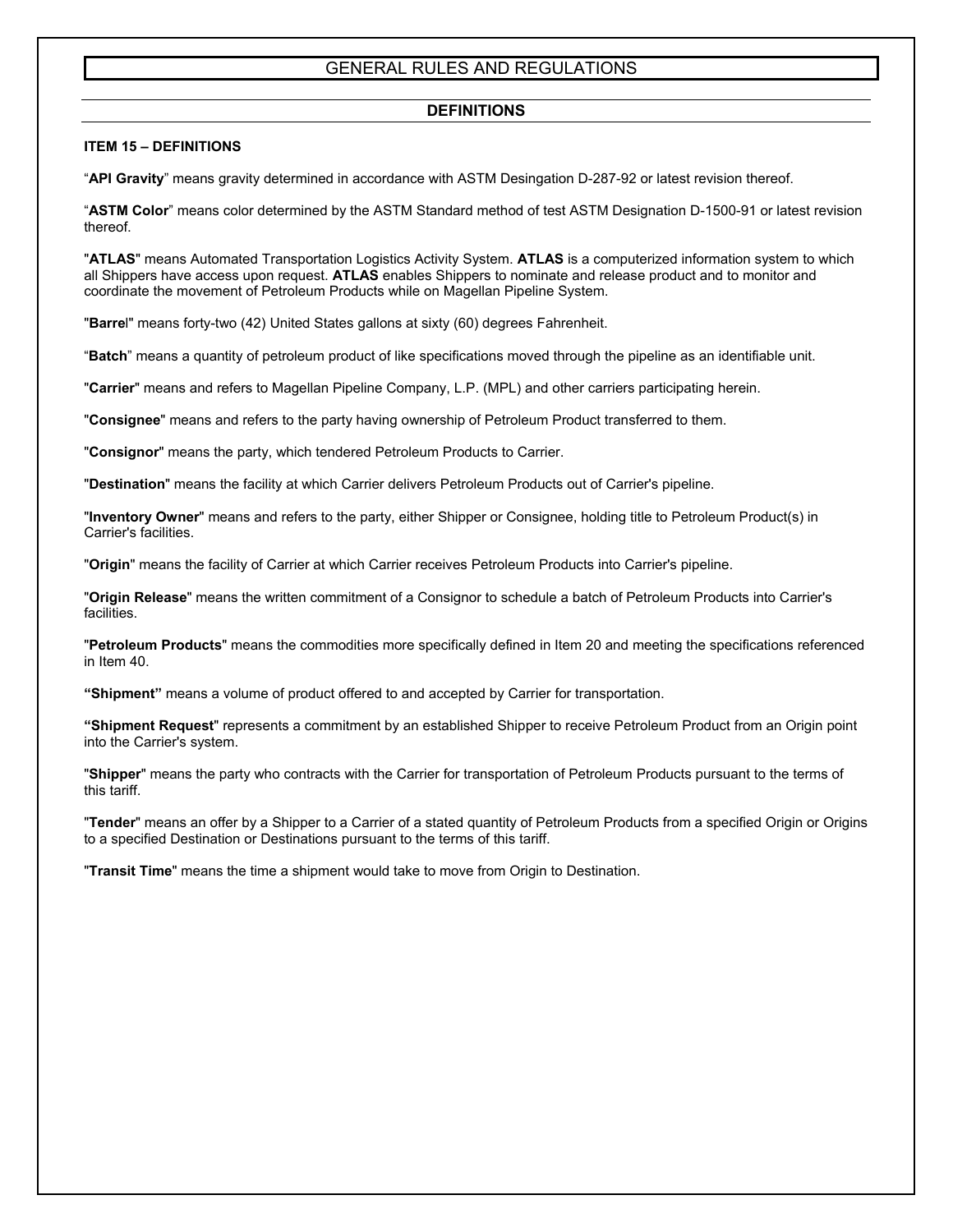# GENERAL RULES AND REGULATIONS

## DEFINITIONS

**ITEM 15 – DEFINITIONS**

"**API Gravity**" means gravity determined in accordance with ASTM Desingation D-287-92 or latest revision thereof.

"**ASTM Color**" means color determined by the ASTM Standard method of test ASTM Designation D-1500-91 or latest revision thereof.

"**ATLAS**" means Automated Transportation Logistics Activity System. **ATLAS** is a computerized information system to which all Shippers have access upon request. **ATLAS** enables Shippers to nominate and release product and to monitor and coordinate the movement of Petroleum Products while on Magellan Pipeline System.

"**Barrel**" means forty-two (42) United States gallons at sixty (60) degrees Fahrenheit.

"**Batch**" means a quantity of petroleum product of like specifications moved through the pipeline as an identifiable unit.

"**Carrier**" means and refers to Magellan Pipeline Company, L.P. (MPL) and other carriers participating herein.

"**Consignee**" means and refers to the party having ownership of Petroleum Product transferred to them.

"**Consignor**" means the party, which tendered Petroleum Products to Carrier.

"**Destination**" means the facility at which Carrier delivers Petroleum Products out of Carrier's pipeline.

"**Inventory Owner**" means and refers to the party, either Shipper or Consignee, holding title to Petroleum Product(s) in Carrier's facilities.

"**Origin**" means the facility of Carrier at which Carrier receives Petroleum Products into Carrier's pipeline.

"**Origin Release**" means the written commitment of a Consignor to schedule a batch of Petroleum Products into Carrier's facilities.

"**Petroleum Products**" means the commodities more specifically defined in Item 20 and meeting the specifications referenced in Item 40.

**"Shipment"** means a volume of product offered to and accepted by Carrier for transportation.

**"Shipment Request**" represents a commitment by an established Shipper to receive Petroleum Product from an Origin point into the Carrier's system.

"**Shipper**" means the party who contracts with the Carrier for transportation of Petroleum Products pursuant to the terms of this tariff.

"**Tender**" means an offer by a Shipper to a Carrier of a stated quantity of Petroleum Products from a specified Origin or Origins to a specified Destination or Destinations pursuant to the terms of this tariff.

"**Transit Time**" means the time a shipment would take to move from Origin to Destination.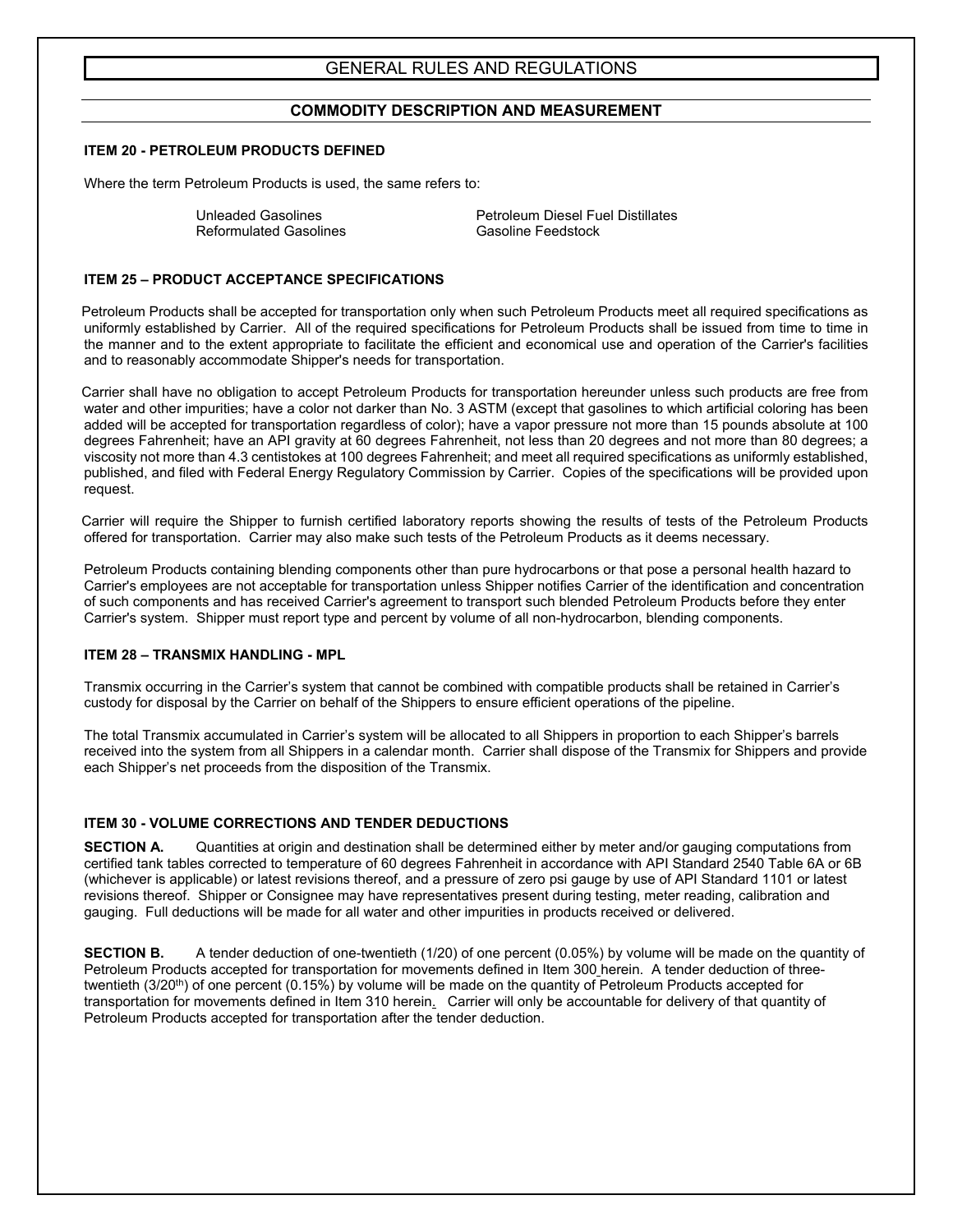# GENERAL RULES AND REGULATIONS

## COMMODITY DESCRIPTION AND MEASUREMENT

### ITEM 20 - PETROLEUM PRODUCTS DEFINED

Where the term Petroleum Products is used, the same refers to:

| | |
|---|---|
| Unleaded Gasolines | Petroleum Diesel Fuel Distillates |
| Reformulated Gasolines | Gasoline Feedstock |

### ITEM 25 – PRODUCT ACCEPTANCE SPECIFICATIONS

Petroleum Products shall be accepted for transportation only when such Petroleum Products meet all required specifications as uniformly established by Carrier. All of the required specifications for Petroleum Products shall be issued from time to time in the manner and to the extent appropriate to facilitate the efficient and economical use and operation of the Carrier's facilities and to reasonably accommodate Shipper's needs for transportation.

Carrier shall have no obligation to accept Petroleum Products for transportation hereunder unless such products are free from water and other impurities; have a color not darker than No. 3 ASTM (except that gasolines to which artificial coloring has been added will be accepted for transportation regardless of color); have a vapor pressure not more than 15 pounds absolute at 100 degrees Fahrenheit; have an API gravity at 60 degrees Fahrenheit, not less than 20 degrees and not more than 80 degrees; a viscosity not more than 4.3 centistokes at 100 degrees Fahrenheit; and meet all required specifications as uniformly established, published, and filed with Federal Energy Regulatory Commission by Carrier. Copies of the specifications will be provided upon request.

Carrier will require the Shipper to furnish certified laboratory reports showing the results of tests of the Petroleum Products offered for transportation. Carrier may also make such tests of the Petroleum Products as it deems necessary.

Petroleum Products containing blending components other than pure hydrocarbons or that pose a personal health hazard to Carrier's employees are not acceptable for transportation unless Shipper notifies Carrier of the identification and concentration of such components and has received Carrier's agreement to transport such blended Petroleum Products before they enter Carrier's system. Shipper must report type and percent by volume of all non-hydrocarbon, blending components.

### ITEM 28 – TRANSMIX HANDLING - MPL

Transmix occurring in the Carrier's system that cannot be combined with compatible products shall be retained in Carrier's custody for disposal by the Carrier on behalf of the Shippers to ensure efficient operations of the pipeline.

The total Transmix accumulated in Carrier's system will be allocated to all Shippers in proportion to each Shipper's barrels received into the system from all Shippers in a calendar month. Carrier shall dispose of the Transmix for Shippers and provide each Shipper's net proceeds from the disposition of the Transmix.

### ITEM 30 - VOLUME CORRECTIONS AND TENDER DEDUCTIONS

**SECTION A.** Quantities at origin and destination shall be determined either by meter and/or gauging computations from certified tank tables corrected to temperature of 60 degrees Fahrenheit in accordance with API Standard 2540 Table 6A or 6B (whichever is applicable) or latest revisions thereof, and a pressure of zero psi gauge by use of API Standard 1101 or latest revisions thereof. Shipper or Consignee may have representatives present during testing, meter reading, calibration and gauging. Full deductions will be made for all water and other impurities in products received or delivered.

**SECTION B.** A tender deduction of one-twentieth (1/20) of one percent (0.05%) by volume will be made on the quantity of Petroleum Products accepted for transportation for movements defined in Item 300 herein. A tender deduction of three-twentieth (3/20th) of one percent (0.15%) by volume will be made on the quantity of Petroleum Products accepted for transportation for movements defined in Item 310 herein. Carrier will only be accountable for delivery of that quantity of Petroleum Products accepted for transportation after the tender deduction.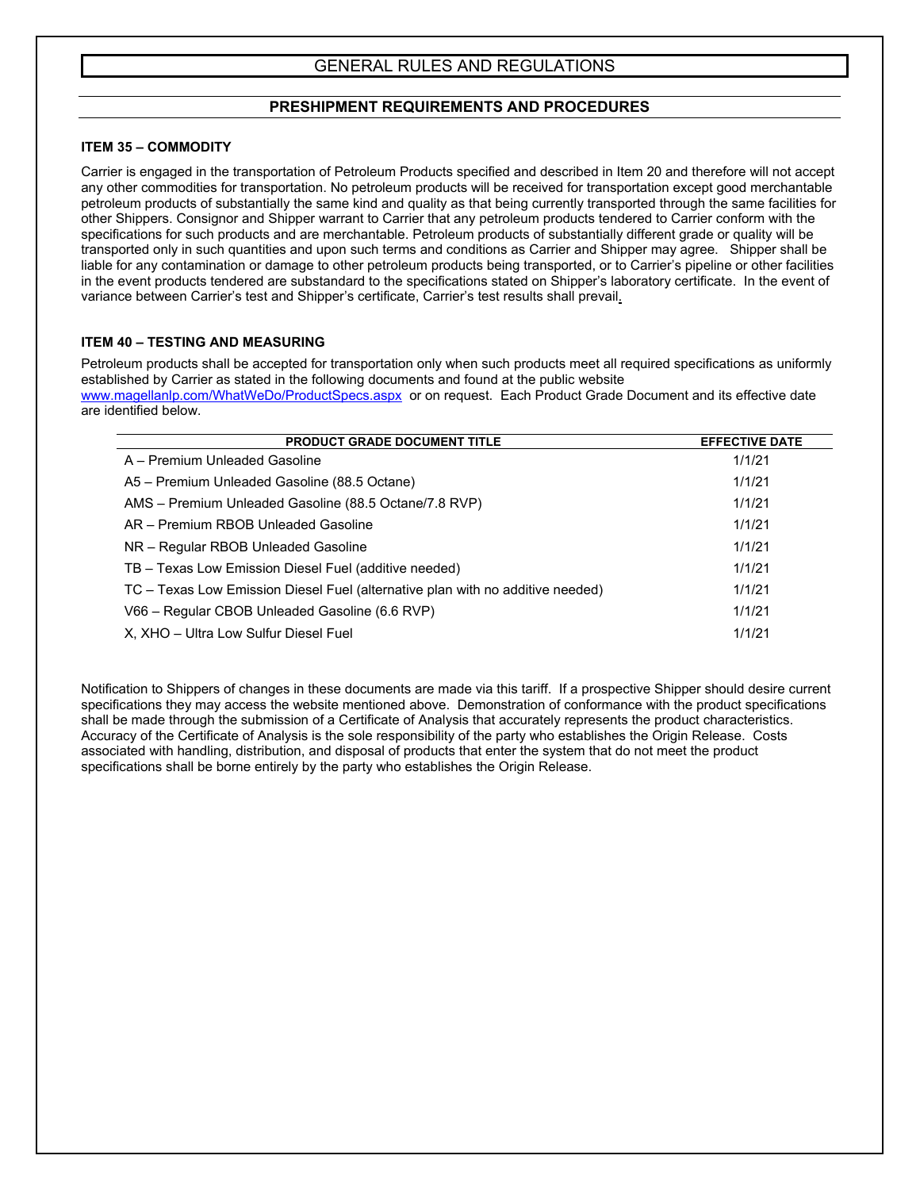# GENERAL RULES AND REGULATIONS

## PRESHIPMENT REQUIREMENTS AND PROCEDURES

### ITEM 35 – COMMODITY

Carrier is engaged in the transportation of Petroleum Products specified and described in Item 20 and therefore will not accept any other commodities for transportation. No petroleum products will be received for transportation except good merchantable petroleum products of substantially the same kind and quality as that being currently transported through the same facilities for other Shippers. Consignor and Shipper warrant to Carrier that any petroleum products tendered to Carrier conform with the specifications for such products and are merchantable. Petroleum products of substantially different grade or quality will be transported only in such quantities and upon such terms and conditions as Carrier and Shipper may agree. Shipper shall be liable for any contamination or damage to other petroleum products being transported, or to Carrier's pipeline or other facilities in the event products tendered are substandard to the specifications stated on Shipper's laboratory certificate. In the event of variance between Carrier's test and Shipper's certificate, Carrier's test results shall prevail.

### ITEM 40 – TESTING AND MEASURING

Petroleum products shall be accepted for transportation only when such products meet all required specifications as uniformly established by Carrier as stated in the following documents and found at the public website www.magellanlp.com/WhatWeDo/ProductSpecs.aspx or on request. Each Product Grade Document and its effective date are identified below.

| PRODUCT GRADE DOCUMENT TITLE | EFFECTIVE DATE |
|---|---|
| A – Premium Unleaded Gasoline | 1/1/21 |
| A5 – Premium Unleaded Gasoline (88.5 Octane) | 1/1/21 |
| AMS – Premium Unleaded Gasoline (88.5 Octane/7.8 RVP) | 1/1/21 |
| AR – Premium RBOB Unleaded Gasoline | 1/1/21 |
| NR – Regular RBOB Unleaded Gasoline | 1/1/21 |
| TB – Texas Low Emission Diesel Fuel (additive needed) | 1/1/21 |
| TC – Texas Low Emission Diesel Fuel (alternative plan with no additive needed) | 1/1/21 |
| V66 – Regular CBOB Unleaded Gasoline (6.6 RVP) | 1/1/21 |
| X, XHO – Ultra Low Sulfur Diesel Fuel | 1/1/21 |

Notification to Shippers of changes in these documents are made via this tariff. If a prospective Shipper should desire current specifications they may access the website mentioned above. Demonstration of conformance with the product specifications shall be made through the submission of a Certificate of Analysis that accurately represents the product characteristics. Accuracy of the Certificate of Analysis is the sole responsibility of the party who establishes the Origin Release. Costs associated with handling, distribution, and disposal of products that enter the system that do not meet the product specifications shall be borne entirely by the party who establishes the Origin Release.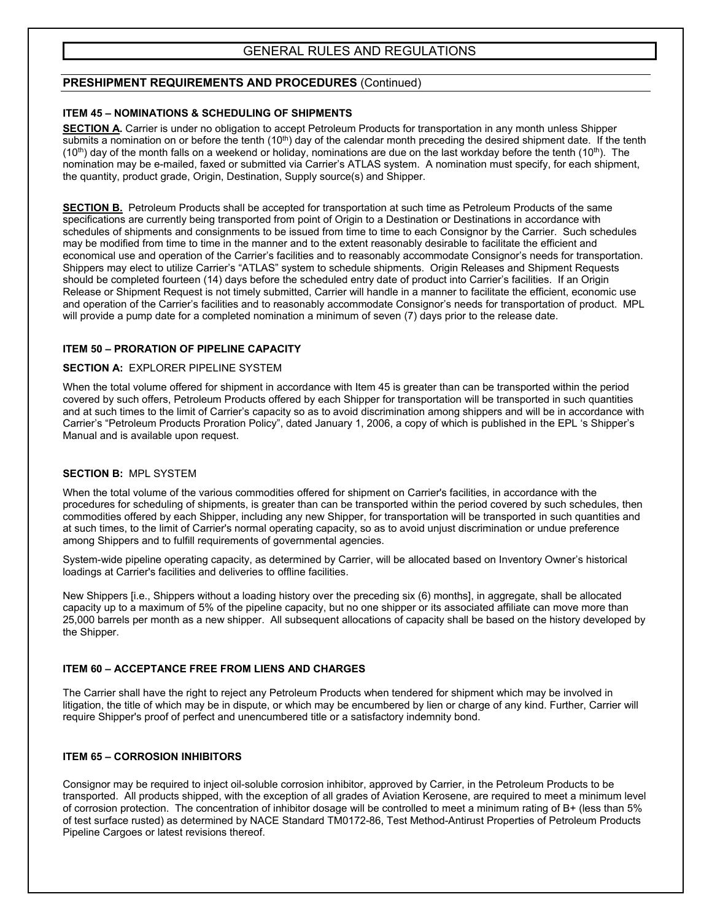# GENERAL RULES AND REGULATIONS

## PRESHIPMENT REQUIREMENTS AND PROCEDURES (Continued)

### ITEM 45 – NOMINATIONS & SCHEDULING OF SHIPMENTS

**SECTION A.** Carrier is under no obligation to accept Petroleum Products for transportation in any month unless Shipper submits a nomination on or before the tenth (10th) day of the calendar month preceding the desired shipment date. If the tenth (10th) day of the month falls on a weekend or holiday, nominations are due on the last workday before the tenth (10th). The nomination may be e-mailed, faxed or submitted via Carrier's ATLAS system. A nomination must specify, for each shipment, the quantity, product grade, Origin, Destination, Supply source(s) and Shipper.

**SECTION B.** Petroleum Products shall be accepted for transportation at such time as Petroleum Products of the same specifications are currently being transported from point of Origin to a Destination or Destinations in accordance with schedules of shipments and consignments to be issued from time to time to each Consignor by the Carrier. Such schedules may be modified from time to time in the manner and to the extent reasonably desirable to facilitate the efficient and economical use and operation of the Carrier's facilities and to reasonably accommodate Consignor's needs for transportation. Shippers may elect to utilize Carrier's "ATLAS" system to schedule shipments. Origin Releases and Shipment Requests should be completed fourteen (14) days before the scheduled entry date of product into Carrier's facilities. If an Origin Release or Shipment Request is not timely submitted, Carrier will handle in a manner to facilitate the efficient, economic use and operation of the Carrier's facilities and to reasonably accommodate Consignor's needs for transportation of product. MPL will provide a pump date for a completed nomination a minimum of seven (7) days prior to the release date.

### ITEM 50 – PRORATION OF PIPELINE CAPACITY

**SECTION A:** EXPLORER PIPELINE SYSTEM

When the total volume offered for shipment in accordance with Item 45 is greater than can be transported within the period covered by such offers, Petroleum Products offered by each Shipper for transportation will be transported in such quantities and at such times to the limit of Carrier's capacity so as to avoid discrimination among shippers and will be in accordance with Carrier's "Petroleum Products Proration Policy", dated January 1, 2006, a copy of which is published in the EPL 's Shipper's Manual and is available upon request.

**SECTION B:** MPL SYSTEM

When the total volume of the various commodities offered for shipment on Carrier's facilities, in accordance with the procedures for scheduling of shipments, is greater than can be transported within the period covered by such schedules, then commodities offered by each Shipper, including any new Shipper, for transportation will be transported in such quantities and at such times, to the limit of Carrier's normal operating capacity, so as to avoid unjust discrimination or undue preference among Shippers and to fulfill requirements of governmental agencies.

System-wide pipeline operating capacity, as determined by Carrier, will be allocated based on Inventory Owner's historical loadings at Carrier's facilities and deliveries to offline facilities.

New Shippers [i.e., Shippers without a loading history over the preceding six (6) months], in aggregate, shall be allocated capacity up to a maximum of 5% of the pipeline capacity, but no one shipper or its associated affiliate can move more than 25,000 barrels per month as a new shipper. All subsequent allocations of capacity shall be based on the history developed by the Shipper.

### ITEM 60 – ACCEPTANCE FREE FROM LIENS AND CHARGES

The Carrier shall have the right to reject any Petroleum Products when tendered for shipment which may be involved in litigation, the title of which may be in dispute, or which may be encumbered by lien or charge of any kind. Further, Carrier will require Shipper's proof of perfect and unencumbered title or a satisfactory indemnity bond.

### ITEM 65 – CORROSION INHIBITORS

Consignor may be required to inject oil-soluble corrosion inhibitor, approved by Carrier, in the Petroleum Products to be transported. All products shipped, with the exception of all grades of Aviation Kerosene, are required to meet a minimum level of corrosion protection. The concentration of inhibitor dosage will be controlled to meet a minimum rating of B+ (less than 5% of test surface rusted) as determined by NACE Standard TM0172-86, Test Method-Antirust Properties of Petroleum Products Pipeline Cargoes or latest revisions thereof.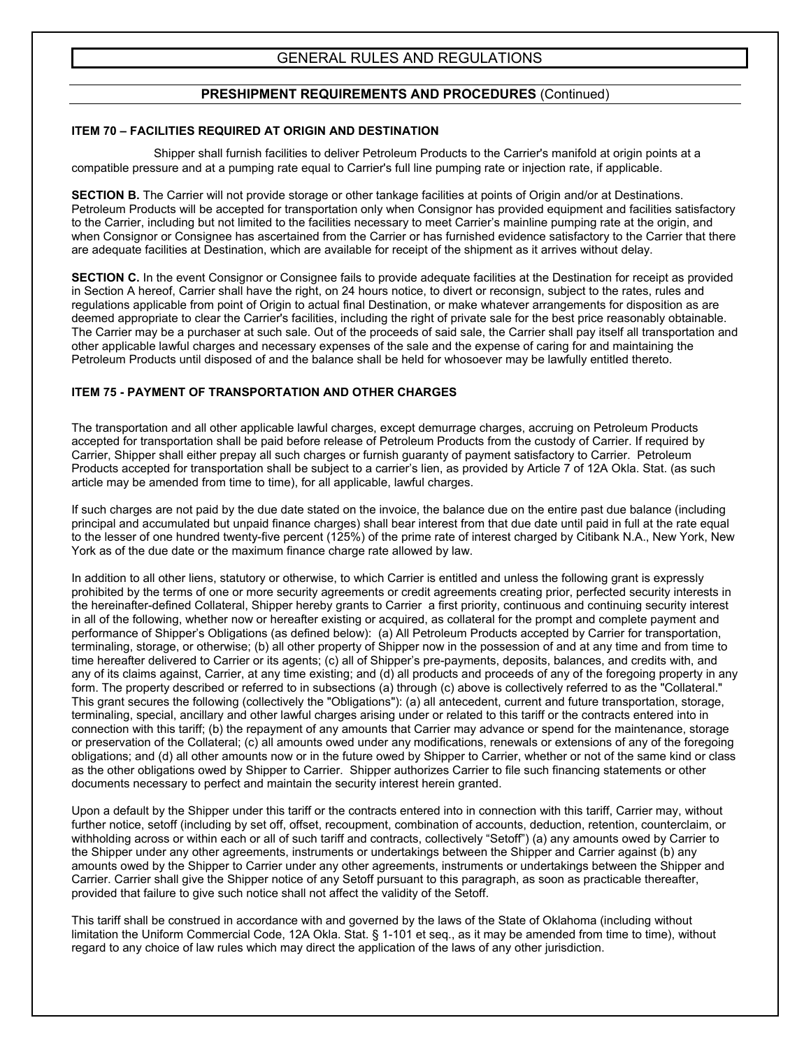# GENERAL RULES AND REGULATIONS

## PRESHIPMENT REQUIREMENTS AND PROCEDURES (Continued)

### ITEM 70 – FACILITIES REQUIRED AT ORIGIN AND DESTINATION

Shipper shall furnish facilities to deliver Petroleum Products to the Carrier's manifold at origin points at a compatible pressure and at a pumping rate equal to Carrier's full line pumping rate or injection rate, if applicable.

**SECTION B.** The Carrier will not provide storage or other tankage facilities at points of Origin and/or at Destinations. Petroleum Products will be accepted for transportation only when Consignor has provided equipment and facilities satisfactory to the Carrier, including but not limited to the facilities necessary to meet Carrier's mainline pumping rate at the origin, and when Consignor or Consignee has ascertained from the Carrier or has furnished evidence satisfactory to the Carrier that there are adequate facilities at Destination, which are available for receipt of the shipment as it arrives without delay.

**SECTION C.** In the event Consignor or Consignee fails to provide adequate facilities at the Destination for receipt as provided in Section A hereof, Carrier shall have the right, on 24 hours notice, to divert or reconsign, subject to the rates, rules and regulations applicable from point of Origin to actual final Destination, or make whatever arrangements for disposition as are deemed appropriate to clear the Carrier's facilities, including the right of private sale for the best price reasonably obtainable. The Carrier may be a purchaser at such sale. Out of the proceeds of said sale, the Carrier shall pay itself all transportation and other applicable lawful charges and necessary expenses of the sale and the expense of caring for and maintaining the Petroleum Products until disposed of and the balance shall be held for whosoever may be lawfully entitled thereto.

### ITEM 75 - PAYMENT OF TRANSPORTATION AND OTHER CHARGES

The transportation and all other applicable lawful charges, except demurrage charges, accruing on Petroleum Products accepted for transportation shall be paid before release of Petroleum Products from the custody of Carrier. If required by Carrier, Shipper shall either prepay all such charges or furnish guaranty of payment satisfactory to Carrier. Petroleum Products accepted for transportation shall be subject to a carrier's lien, as provided by Article 7 of 12A Okla. Stat. (as such article may be amended from time to time), for all applicable, lawful charges.

If such charges are not paid by the due date stated on the invoice, the balance due on the entire past due balance (including principal and accumulated but unpaid finance charges) shall bear interest from that due date until paid in full at the rate equal to the lesser of one hundred twenty-five percent (125%) of the prime rate of interest charged by Citibank N.A., New York, New York as of the due date or the maximum finance charge rate allowed by law.

In addition to all other liens, statutory or otherwise, to which Carrier is entitled and unless the following grant is expressly prohibited by the terms of one or more security agreements or credit agreements creating prior, perfected security interests in the hereinafter-defined Collateral, Shipper hereby grants to Carrier a first priority, continuous and continuing security interest in all of the following, whether now or hereafter existing or acquired, as collateral for the prompt and complete payment and performance of Shipper's Obligations (as defined below): (a) All Petroleum Products accepted by Carrier for transportation, terminaling, storage, or otherwise; (b) all other property of Shipper now in the possession of and at any time and from time to time hereafter delivered to Carrier or its agents; (c) all of Shipper's pre-payments, deposits, balances, and credits with, and any of its claims against, Carrier, at any time existing; and (d) all products and proceeds of any of the foregoing property in any form. The property described or referred to in subsections (a) through (c) above is collectively referred to as the "Collateral." This grant secures the following (collectively the "Obligations"): (a) all antecedent, current and future transportation, storage, terminaling, special, ancillary and other lawful charges arising under or related to this tariff or the contracts entered into in connection with this tariff; (b) the repayment of any amounts that Carrier may advance or spend for the maintenance, storage or preservation of the Collateral; (c) all amounts owed under any modifications, renewals or extensions of any of the foregoing obligations; and (d) all other amounts now or in the future owed by Shipper to Carrier, whether or not of the same kind or class as the other obligations owed by Shipper to Carrier. Shipper authorizes Carrier to file such financing statements or other documents necessary to perfect and maintain the security interest herein granted.

Upon a default by the Shipper under this tariff or the contracts entered into in connection with this tariff, Carrier may, without further notice, setoff (including by set off, offset, recoupment, combination of accounts, deduction, retention, counterclaim, or withholding across or within each or all of such tariff and contracts, collectively "Setoff") (a) any amounts owed by Carrier to the Shipper under any other agreements, instruments or undertakings between the Shipper and Carrier against (b) any amounts owed by the Shipper to Carrier under any other agreements, instruments or undertakings between the Shipper and Carrier. Carrier shall give the Shipper notice of any Setoff pursuant to this paragraph, as soon as practicable thereafter, provided that failure to give such notice shall not affect the validity of the Setoff.

This tariff shall be construed in accordance with and governed by the laws of the State of Oklahoma (including without limitation the Uniform Commercial Code, 12A Okla. Stat. § 1-101 et seq., as it may be amended from time to time), without regard to any choice of law rules which may direct the application of the laws of any other jurisdiction.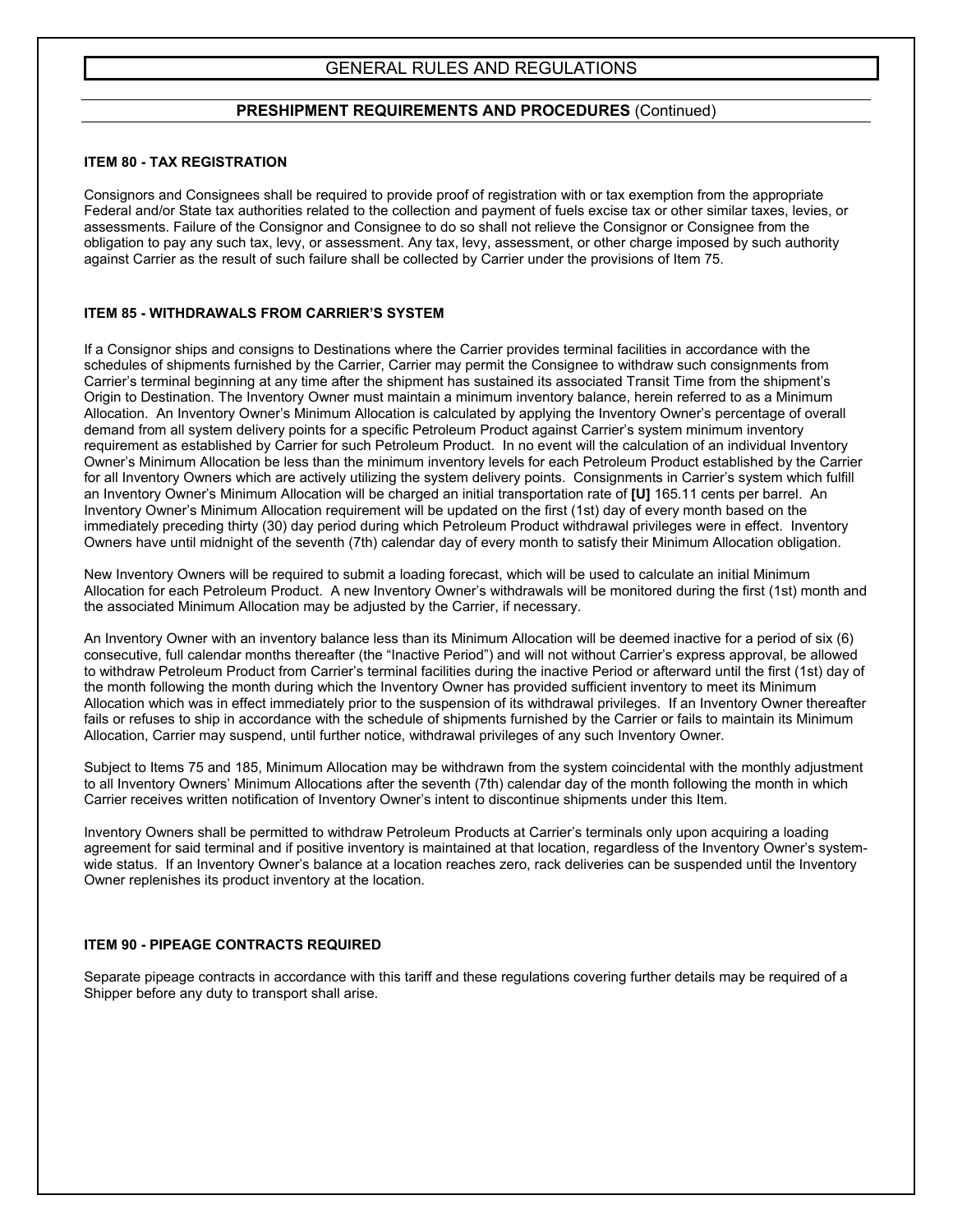# GENERAL RULES AND REGULATIONS

## PRESHIPMENT REQUIREMENTS AND PROCEDURES (Continued)

### ITEM 80 - TAX REGISTRATION

Consignors and Consignees shall be required to provide proof of registration with or tax exemption from the appropriate Federal and/or State tax authorities related to the collection and payment of fuels excise tax or other similar taxes, levies, or assessments. Failure of the Consignor and Consignee to do so shall not relieve the Consignor or Consignee from the obligation to pay any such tax, levy, or assessment. Any tax, levy, assessment, or other charge imposed by such authority against Carrier as the result of such failure shall be collected by Carrier under the provisions of Item 75.

### ITEM 85 - WITHDRAWALS FROM CARRIER'S SYSTEM

If a Consignor ships and consigns to Destinations where the Carrier provides terminal facilities in accordance with the schedules of shipments furnished by the Carrier, Carrier may permit the Consignee to withdraw such consignments from Carrier's terminal beginning at any time after the shipment has sustained its associated Transit Time from the shipment's Origin to Destination. The Inventory Owner must maintain a minimum inventory balance, herein referred to as a Minimum Allocation. An Inventory Owner's Minimum Allocation is calculated by applying the Inventory Owner's percentage of overall demand from all system delivery points for a specific Petroleum Product against Carrier's system minimum inventory requirement as established by Carrier for such Petroleum Product. In no event will the calculation of an individual Inventory Owner's Minimum Allocation be less than the minimum inventory levels for each Petroleum Product established by the Carrier for all Inventory Owners which are actively utilizing the system delivery points. Consignments in Carrier's system which fulfill an Inventory Owner's Minimum Allocation will be charged an initial transportation rate of **[U]** 165.11 cents per barrel. An Inventory Owner's Minimum Allocation requirement will be updated on the first (1st) day of every month based on the immediately preceding thirty (30) day period during which Petroleum Product withdrawal privileges were in effect. Inventory Owners have until midnight of the seventh (7th) calendar day of every month to satisfy their Minimum Allocation obligation.

New Inventory Owners will be required to submit a loading forecast, which will be used to calculate an initial Minimum Allocation for each Petroleum Product. A new Inventory Owner's withdrawals will be monitored during the first (1st) month and the associated Minimum Allocation may be adjusted by the Carrier, if necessary.

An Inventory Owner with an inventory balance less than its Minimum Allocation will be deemed inactive for a period of six (6) consecutive, full calendar months thereafter (the "Inactive Period") and will not without Carrier's express approval, be allowed to withdraw Petroleum Product from Carrier's terminal facilities during the inactive Period or afterward until the first (1st) day of the month following the month during which the Inventory Owner has provided sufficient inventory to meet its Minimum Allocation which was in effect immediately prior to the suspension of its withdrawal privileges. If an Inventory Owner thereafter fails or refuses to ship in accordance with the schedule of shipments furnished by the Carrier or fails to maintain its Minimum Allocation, Carrier may suspend, until further notice, withdrawal privileges of any such Inventory Owner.

Subject to Items 75 and 185, Minimum Allocation may be withdrawn from the system coincidental with the monthly adjustment to all Inventory Owners' Minimum Allocations after the seventh (7th) calendar day of the month following the month in which Carrier receives written notification of Inventory Owner's intent to discontinue shipments under this Item.

Inventory Owners shall be permitted to withdraw Petroleum Products at Carrier's terminals only upon acquiring a loading agreement for said terminal and if positive inventory is maintained at that location, regardless of the Inventory Owner's system-wide status. If an Inventory Owner's balance at a location reaches zero, rack deliveries can be suspended until the Inventory Owner replenishes its product inventory at the location.

### ITEM 90 - PIPEAGE CONTRACTS REQUIRED

Separate pipeage contracts in accordance with this tariff and these regulations covering further details may be required of a Shipper before any duty to transport shall arise.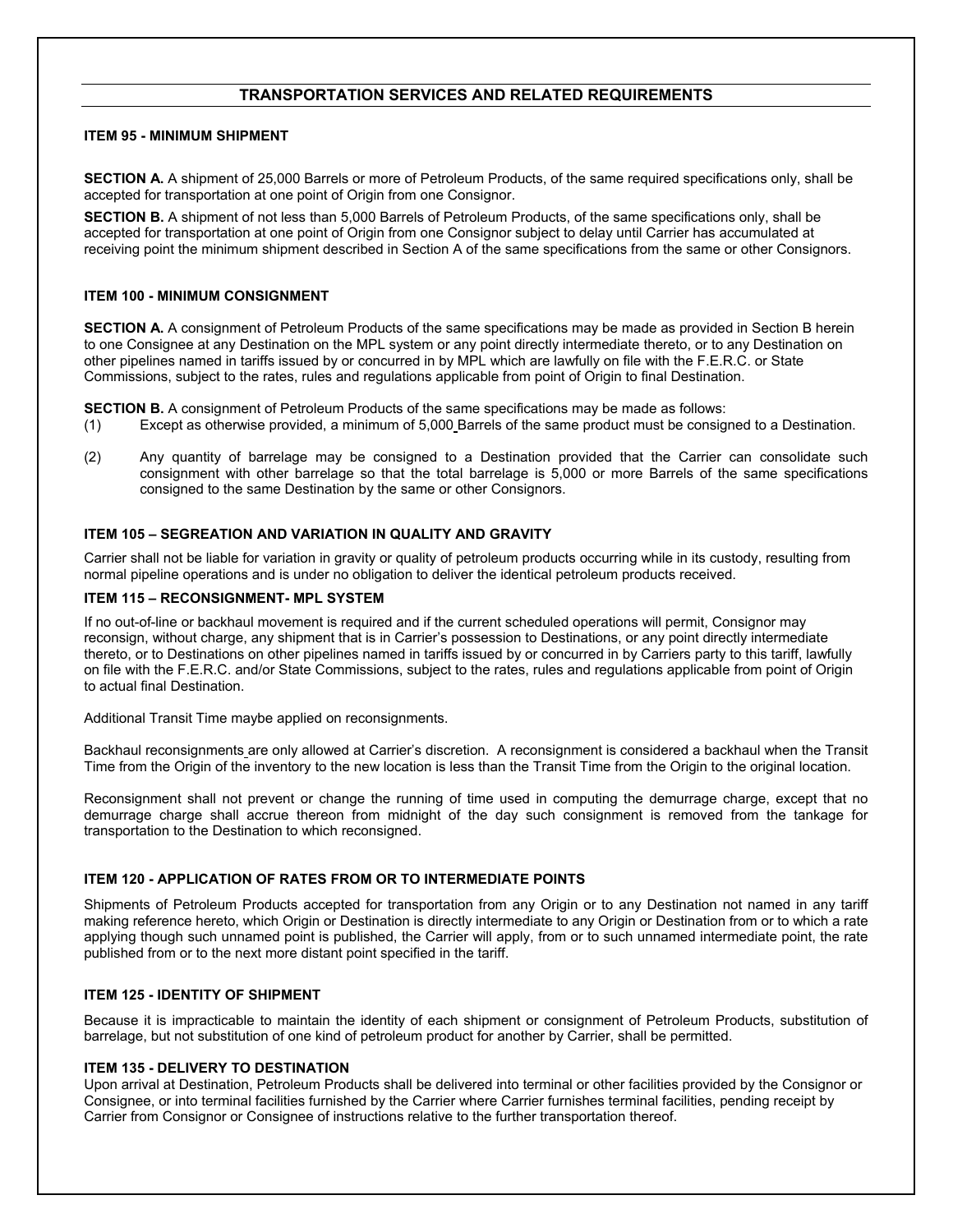## TRANSPORTATION SERVICES AND RELATED REQUIREMENTS

### ITEM 95 - MINIMUM SHIPMENT

**SECTION A.** A shipment of 25,000 Barrels or more of Petroleum Products, of the same required specifications only, shall be accepted for transportation at one point of Origin from one Consignor.

**SECTION B.** A shipment of not less than 5,000 Barrels of Petroleum Products, of the same specifications only, shall be accepted for transportation at one point of Origin from one Consignor subject to delay until Carrier has accumulated at receiving point the minimum shipment described in Section A of the same specifications from the same or other Consignors.

### ITEM 100 - MINIMUM CONSIGNMENT

**SECTION A.** A consignment of Petroleum Products of the same specifications may be made as provided in Section B herein to one Consignee at any Destination on the MPL system or any point directly intermediate thereto, or to any Destination on other pipelines named in tariffs issued by or concurred in by MPL which are lawfully on file with the F.E.R.C. or State Commissions, subject to the rates, rules and regulations applicable from point of Origin to final Destination.

**SECTION B.** A consignment of Petroleum Products of the same specifications may be made as follows:

(1) Except as otherwise provided, a minimum of 5,000 Barrels of the same product must be consigned to a Destination.

(2) Any quantity of barrelage may be consigned to a Destination provided that the Carrier can consolidate such consignment with other barrelage so that the total barrelage is 5,000 or more Barrels of the same specifications consigned to the same Destination by the same or other Consignors.

### ITEM 105 – SEGREATION AND VARIATION IN QUALITY AND GRAVITY

Carrier shall not be liable for variation in gravity or quality of petroleum products occurring while in its custody, resulting from normal pipeline operations and is under no obligation to deliver the identical petroleum products received.

### ITEM 115 – RECONSIGNMENT- MPL SYSTEM

If no out-of-line or backhaul movement is required and if the current scheduled operations will permit, Consignor may reconsign, without charge, any shipment that is in Carrier's possession to Destinations, or any point directly intermediate thereto, or to Destinations on other pipelines named in tariffs issued by or concurred in by Carriers party to this tariff, lawfully on file with the F.E.R.C. and/or State Commissions, subject to the rates, rules and regulations applicable from point of Origin to actual final Destination.

Additional Transit Time maybe applied on reconsignments.

Backhaul reconsignments are only allowed at Carrier's discretion. A reconsignment is considered a backhaul when the Transit Time from the Origin of the inventory to the new location is less than the Transit Time from the Origin to the original location.

Reconsignment shall not prevent or change the running of time used in computing the demurrage charge, except that no demurrage charge shall accrue thereon from midnight of the day such consignment is removed from the tankage for transportation to the Destination to which reconsigned.

### ITEM 120 - APPLICATION OF RATES FROM OR TO INTERMEDIATE POINTS

Shipments of Petroleum Products accepted for transportation from any Origin or to any Destination not named in any tariff making reference hereto, which Origin or Destination is directly intermediate to any Origin or Destination from or to which a rate applying though such unnamed point is published, the Carrier will apply, from or to such unnamed intermediate point, the rate published from or to the next more distant point specified in the tariff.

### ITEM 125 - IDENTITY OF SHIPMENT

Because it is impracticable to maintain the identity of each shipment or consignment of Petroleum Products, substitution of barrelage, but not substitution of one kind of petroleum product for another by Carrier, shall be permitted.

### ITEM 135 - DELIVERY TO DESTINATION

Upon arrival at Destination, Petroleum Products shall be delivered into terminal or other facilities provided by the Consignor or Consignee, or into terminal facilities furnished by the Carrier where Carrier furnishes terminal facilities, pending receipt by Carrier from Consignor or Consignee of instructions relative to the further transportation thereof.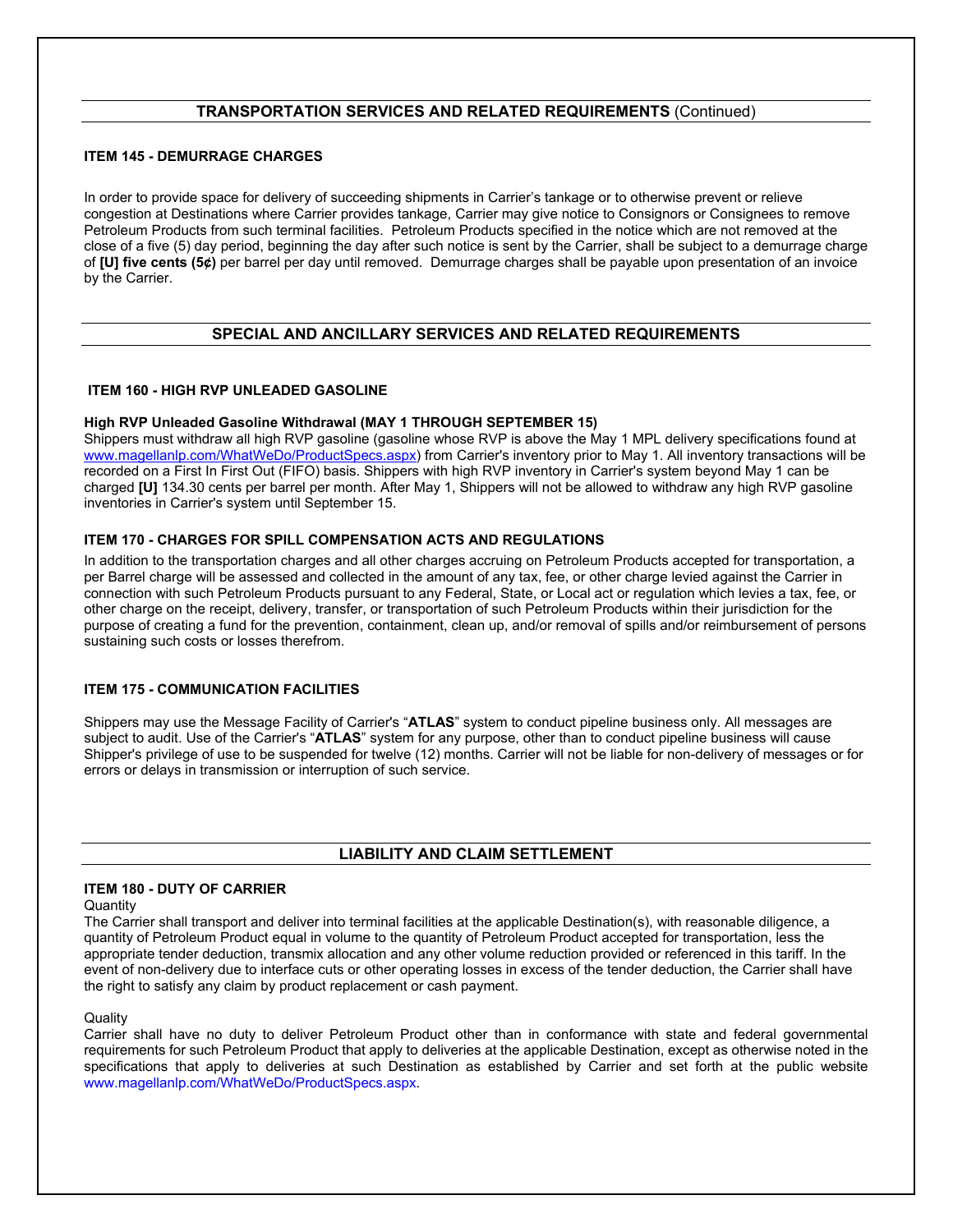## TRANSPORTATION SERVICES AND RELATED REQUIREMENTS (Continued)

### ITEM 145 - DEMURRAGE CHARGES

In order to provide space for delivery of succeeding shipments in Carrier's tankage or to otherwise prevent or relieve congestion at Destinations where Carrier provides tankage, Carrier may give notice to Consignors or Consignees to remove Petroleum Products from such terminal facilities. Petroleum Products specified in the notice which are not removed at the close of a five (5) day period, beginning the day after such notice is sent by the Carrier, shall be subject to a demurrage charge of **[U] five cents (5¢)** per barrel per day until removed. Demurrage charges shall be payable upon presentation of an invoice by the Carrier.

## SPECIAL AND ANCILLARY SERVICES AND RELATED REQUIREMENTS

### ITEM 160 - HIGH RVP UNLEADED GASOLINE

**High RVP Unleaded Gasoline Withdrawal (MAY 1 THROUGH SEPTEMBER 15)**
Shippers must withdraw all high RVP gasoline (gasoline whose RVP is above the May 1 MPL delivery specifications found at www.magellanlp.com/WhatWeDo/ProductSpecs.aspx) from Carrier's inventory prior to May 1. All inventory transactions will be recorded on a First In First Out (FIFO) basis. Shippers with high RVP inventory in Carrier's system beyond May 1 can be charged **[U]** 134.30 cents per barrel per month. After May 1, Shippers will not be allowed to withdraw any high RVP gasoline inventories in Carrier's system until September 15.

### ITEM 170 - CHARGES FOR SPILL COMPENSATION ACTS AND REGULATIONS

In addition to the transportation charges and all other charges accruing on Petroleum Products accepted for transportation, a per Barrel charge will be assessed and collected in the amount of any tax, fee, or other charge levied against the Carrier in connection with such Petroleum Products pursuant to any Federal, State, or Local act or regulation which levies a tax, fee, or other charge on the receipt, delivery, transfer, or transportation of such Petroleum Products within their jurisdiction for the purpose of creating a fund for the prevention, containment, clean up, and/or removal of spills and/or reimbursement of persons sustaining such costs or losses therefrom.

### ITEM 175 - COMMUNICATION FACILITIES

Shippers may use the Message Facility of Carrier's "**ATLAS**" system to conduct pipeline business only. All messages are subject to audit. Use of the Carrier's "**ATLAS**" system for any purpose, other than to conduct pipeline business will cause Shipper's privilege of use to be suspended for twelve (12) months. Carrier will not be liable for non-delivery of messages or for errors or delays in transmission or interruption of such service.

## LIABILITY AND CLAIM SETTLEMENT

### ITEM 180 - DUTY OF CARRIER

Quantity
The Carrier shall transport and deliver into terminal facilities at the applicable Destination(s), with reasonable diligence, a quantity of Petroleum Product equal in volume to the quantity of Petroleum Product accepted for transportation, less the appropriate tender deduction, transmix allocation and any other volume reduction provided or referenced in this tariff. In the event of non-delivery due to interface cuts or other operating losses in excess of the tender deduction, the Carrier shall have the right to satisfy any claim by product replacement or cash payment.

Quality
Carrier shall have no duty to deliver Petroleum Product other than in conformance with state and federal governmental requirements for such Petroleum Product that apply to deliveries at the applicable Destination, except as otherwise noted in the specifications that apply to deliveries at such Destination as established by Carrier and set forth at the public website www.magellanlp.com/WhatWeDo/ProductSpecs.aspx.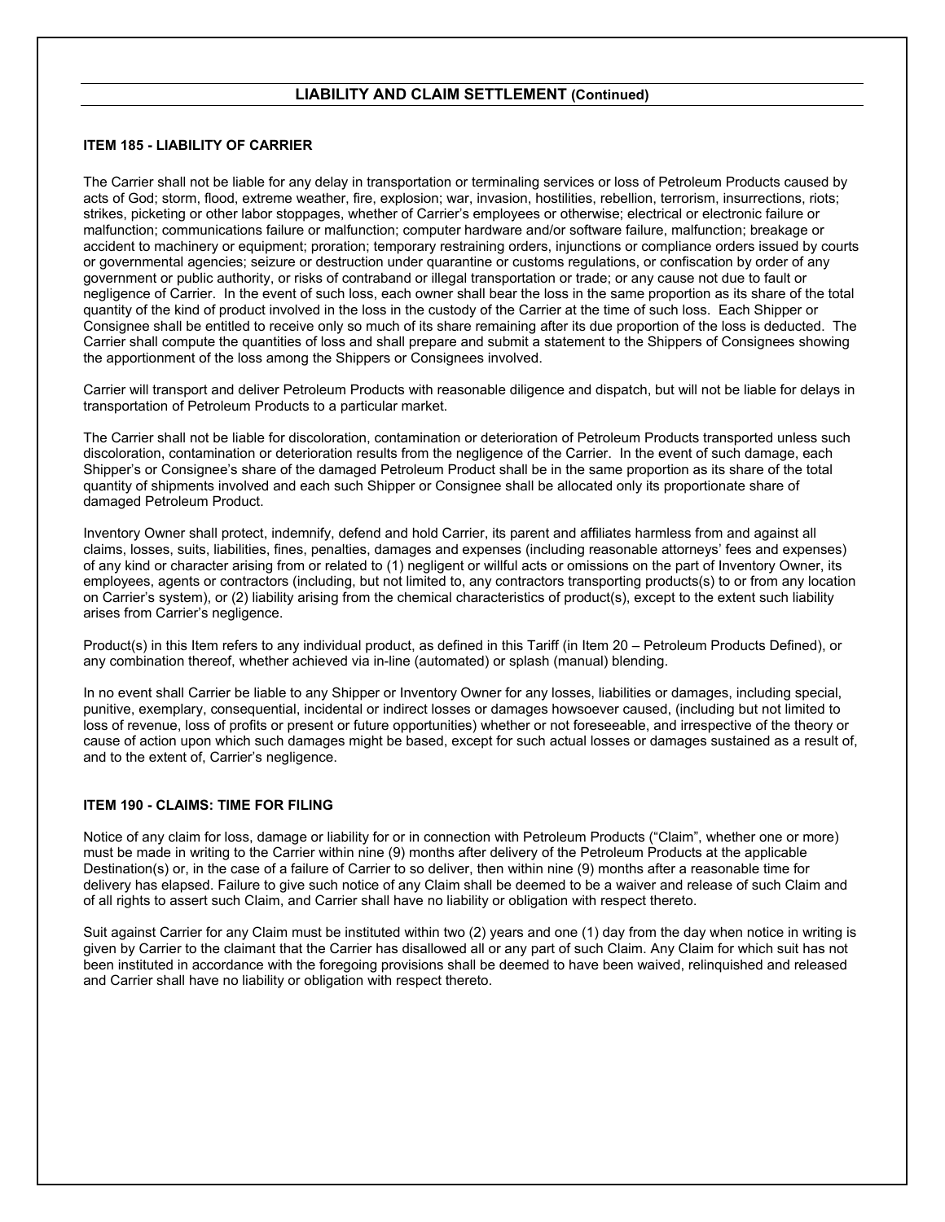## LIABILITY AND CLAIM SETTLEMENT (Continued)

### ITEM 185 - LIABILITY OF CARRIER

The Carrier shall not be liable for any delay in transportation or terminaling services or loss of Petroleum Products caused by acts of God; storm, flood, extreme weather, fire, explosion; war, invasion, hostilities, rebellion, terrorism, insurrections, riots; strikes, picketing or other labor stoppages, whether of Carrier's employees or otherwise; electrical or electronic failure or malfunction; communications failure or malfunction; computer hardware and/or software failure, malfunction; breakage or accident to machinery or equipment; proration; temporary restraining orders, injunctions or compliance orders issued by courts or governmental agencies; seizure or destruction under quarantine or customs regulations, or confiscation by order of any government or public authority, or risks of contraband or illegal transportation or trade; or any cause not due to fault or negligence of Carrier. In the event of such loss, each owner shall bear the loss in the same proportion as its share of the total quantity of the kind of product involved in the loss in the custody of the Carrier at the time of such loss. Each Shipper or Consignee shall be entitled to receive only so much of its share remaining after its due proportion of the loss is deducted. The Carrier shall compute the quantities of loss and shall prepare and submit a statement to the Shippers of Consignees showing the apportionment of the loss among the Shippers or Consignees involved.

Carrier will transport and deliver Petroleum Products with reasonable diligence and dispatch, but will not be liable for delays in transportation of Petroleum Products to a particular market.

The Carrier shall not be liable for discoloration, contamination or deterioration of Petroleum Products transported unless such discoloration, contamination or deterioration results from the negligence of the Carrier. In the event of such damage, each Shipper's or Consignee's share of the damaged Petroleum Product shall be in the same proportion as its share of the total quantity of shipments involved and each such Shipper or Consignee shall be allocated only its proportionate share of damaged Petroleum Product.

Inventory Owner shall protect, indemnify, defend and hold Carrier, its parent and affiliates harmless from and against all claims, losses, suits, liabilities, fines, penalties, damages and expenses (including reasonable attorneys' fees and expenses) of any kind or character arising from or related to (1) negligent or willful acts or omissions on the part of Inventory Owner, its employees, agents or contractors (including, but not limited to, any contractors transporting products(s) to or from any location on Carrier's system), or (2) liability arising from the chemical characteristics of product(s), except to the extent such liability arises from Carrier's negligence.

Product(s) in this Item refers to any individual product, as defined in this Tariff (in Item 20 – Petroleum Products Defined), or any combination thereof, whether achieved via in-line (automated) or splash (manual) blending.

In no event shall Carrier be liable to any Shipper or Inventory Owner for any losses, liabilities or damages, including special, punitive, exemplary, consequential, incidental or indirect losses or damages howsoever caused, (including but not limited to loss of revenue, loss of profits or present or future opportunities) whether or not foreseeable, and irrespective of the theory or cause of action upon which such damages might be based, except for such actual losses or damages sustained as a result of, and to the extent of, Carrier's negligence.

### ITEM 190 - CLAIMS: TIME FOR FILING

Notice of any claim for loss, damage or liability for or in connection with Petroleum Products ("Claim", whether one or more) must be made in writing to the Carrier within nine (9) months after delivery of the Petroleum Products at the applicable Destination(s) or, in the case of a failure of Carrier to so deliver, then within nine (9) months after a reasonable time for delivery has elapsed. Failure to give such notice of any Claim shall be deemed to be a waiver and release of such Claim and of all rights to assert such Claim, and Carrier shall have no liability or obligation with respect thereto.

Suit against Carrier for any Claim must be instituted within two (2) years and one (1) day from the day when notice in writing is given by Carrier to the claimant that the Carrier has disallowed all or any part of such Claim. Any Claim for which suit has not been instituted in accordance with the foregoing provisions shall be deemed to have been waived, relinquished and released and Carrier shall have no liability or obligation with respect thereto.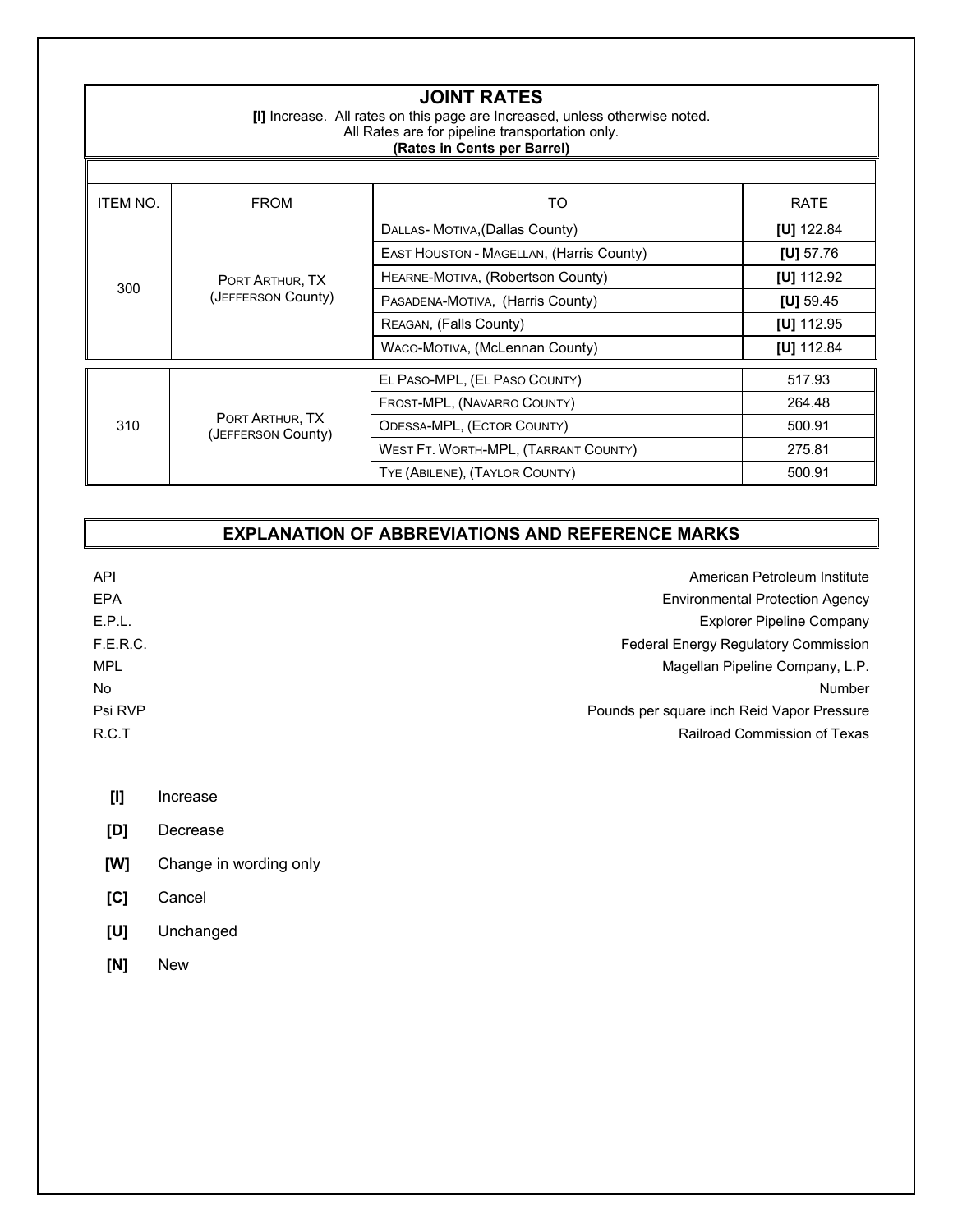## JOINT RATES

**[I]** Increase. All rates on this page are Increased, unless otherwise noted.
All Rates are for pipeline transportation only.
**(Rates in Cents per Barrel)**

| ITEM NO. | FROM | TO | RATE |
|---|---|---|---|
| 300 | PORT ARTHUR, TX (JEFFERSON County) | DALLAS- MOTIVA,(Dallas County) | **[U]** 122.84 |
| | | EAST HOUSTON - MAGELLAN, (Harris County) | **[U]** 57.76 |
| | | HEARNE-MOTIVA, (Robertson County) | **[U]** 112.92 |
| | | PASADENA-MOTIVA, (Harris County) | **[U]** 59.45 |
| | | REAGAN, (Falls County) | **[U]** 112.95 |
| | | WACO-MOTIVA, (McLennan County) | **[U]** 112.84 |
| 310 | PORT ARTHUR, TX (JEFFERSON County) | EL PASO-MPL, (EL PASO COUNTY) | 517.93 |
| | | FROST-MPL, (NAVARRO COUNTY) | 264.48 |
| | | ODESSA-MPL, (ECTOR COUNTY) | 500.91 |
| | | WEST FT. WORTH-MPL, (TARRANT COUNTY) | 275.81 |
| | | TYE (ABILENE), (TAYLOR COUNTY) | 500.91 |

## EXPLANATION OF ABBREVIATIONS AND REFERENCE MARKS

| | |
|---|---|
| API | American Petroleum Institute |
| EPA | Environmental Protection Agency |
| E.P.L. | Explorer Pipeline Company |
| F.E.R.C. | Federal Energy Regulatory Commission |
| MPL | Magellan Pipeline Company, L.P. |
| No | Number |
| Psi RVP | Pounds per square inch Reid Vapor Pressure |
| R.C.T | Railroad Commission of Texas |

**[I]** Increase

**[D]** Decrease

**[W]** Change in wording only

**[C]** Cancel

**[U]** Unchanged

**[N]** New